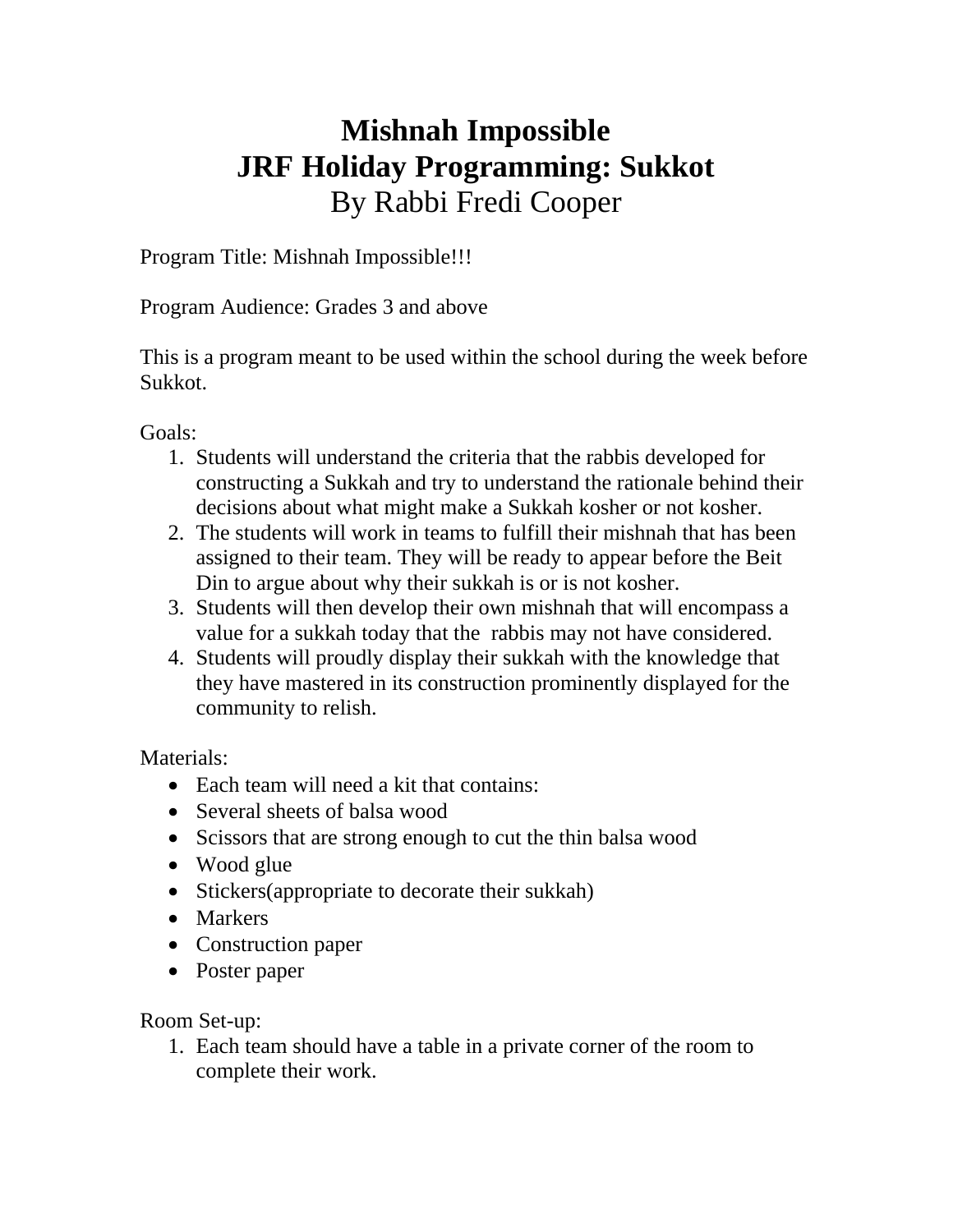# Mishnah Impossible
# JRF Holiday Programming: Sukkot
## By Rabbi Fredi Cooper

Program Title: Mishnah Impossible!!!

Program Audience: Grades 3 and above

This is a program meant to be used within the school during the week before Sukkot.

Goals:

1. Students will understand the criteria that the rabbis developed for constructing a Sukkah and try to understand the rationale behind their decisions about what might make a Sukkah kosher or not kosher.
2. The students will work in teams to fulfill their mishnah that has been assigned to their team. They will be ready to appear before the Beit Din to argue about why their sukkah is or is not kosher.
3. Students will then develop their own mishnah that will encompass a value for a sukkah today that the rabbis may not have considered.
4. Students will proudly display their sukkah with the knowledge that they have mastered in its construction prominently displayed for the community to relish.

Materials:

- Each team will need a kit that contains:
- Several sheets of balsa wood
- Scissors that are strong enough to cut the thin balsa wood
- Wood glue
- Stickers(appropriate to decorate their sukkah)
- Markers
- Construction paper
- Poster paper

Room Set-up:

1. Each team should have a table in a private corner of the room to complete their work.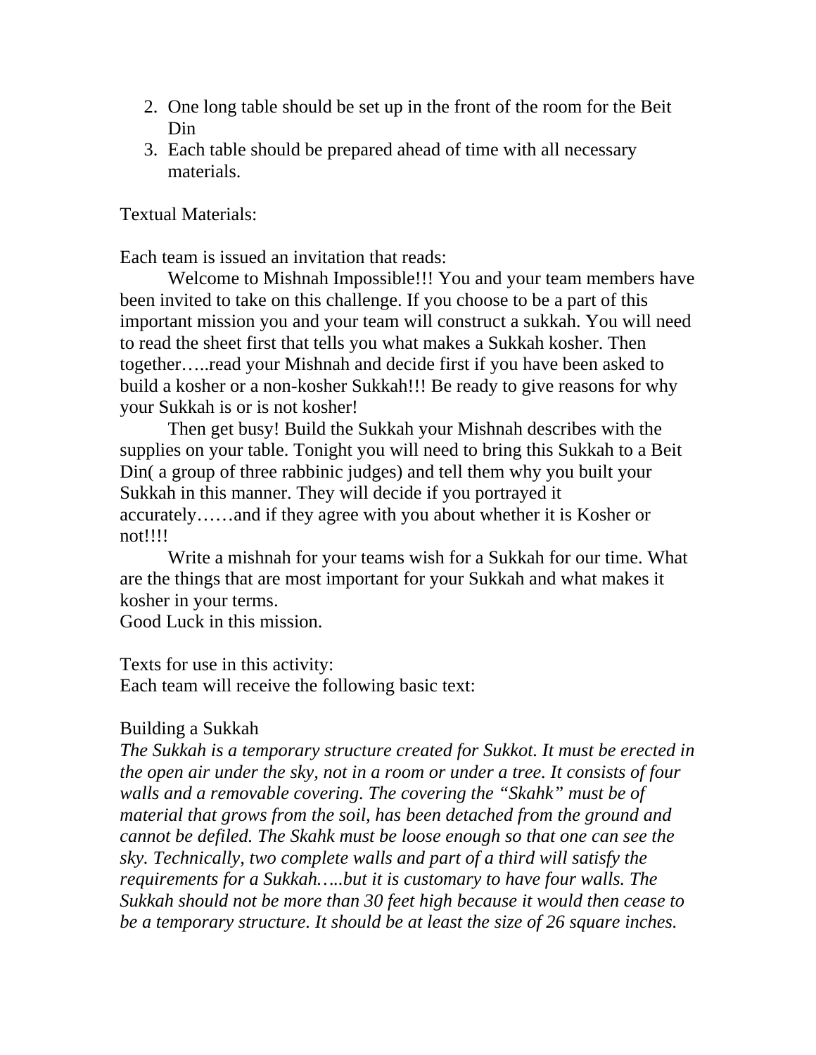2. One long table should be set up in the front of the room for the Beit Din
3. Each table should be prepared ahead of time with all necessary materials.

Textual Materials:

Each team is issued an invitation that reads:

Welcome to Mishnah Impossible!!! You and your team members have been invited to take on this challenge. If you choose to be a part of this important mission you and your team will construct a sukkah. You will need to read the sheet first that tells you what makes a Sukkah kosher. Then together…..read your Mishnah and decide first if you have been asked to build a kosher or a non-kosher Sukkah!!! Be ready to give reasons for why your Sukkah is or is not kosher!

Then get busy! Build the Sukkah your Mishnah describes with the supplies on your table. Tonight you will need to bring this Sukkah to a Beit Din( a group of three rabbinic judges) and tell them why you built your Sukkah in this manner. They will decide if you portrayed it accurately……and if they agree with you about whether it is Kosher or not!!!!

Write a mishnah for your teams wish for a Sukkah for our time. What are the things that are most important for your Sukkah and what makes it kosher in your terms.

Good Luck in this mission.

Texts for use in this activity:
Each team will receive the following basic text:

Building a Sukkah

*The Sukkah is a temporary structure created for Sukkot. It must be erected in the open air under the sky, not in a room or under a tree. It consists of four walls and a removable covering. The covering the "Skahk" must be of material that grows from the soil, has been detached from the ground and cannot be defiled. The Skahk must be loose enough so that one can see the sky. Technically, two complete walls and part of a third will satisfy the requirements for a Sukkah…..but it is customary to have four walls. The Sukkah should not be more than 30 feet high because it would then cease to be a temporary structure. It should be at least the size of 26 square inches.*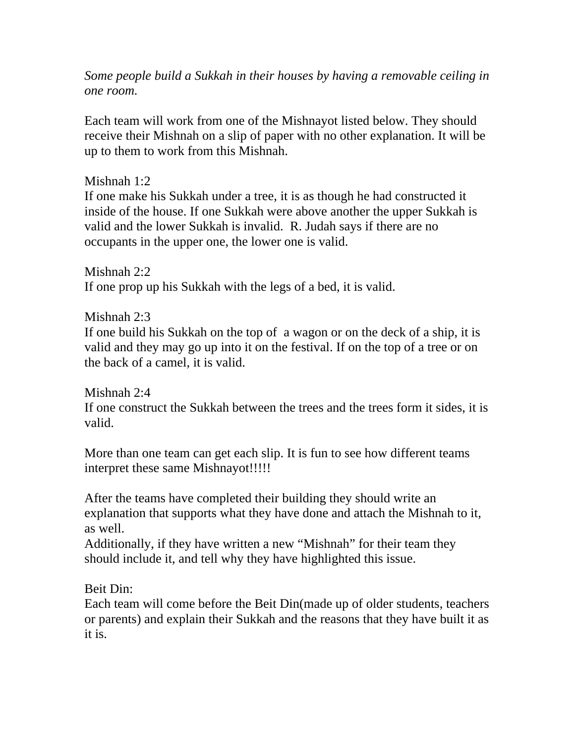*Some people build a Sukkah in their houses by having a removable ceiling in one room.*

Each team will work from one of the Mishnayot listed below. They should receive their Mishnah on a slip of paper with no other explanation. It will be up to them to work from this Mishnah.

Mishnah 1:2
If one make his Sukkah under a tree, it is as though he had constructed it inside of the house. If one Sukkah were above another the upper Sukkah is valid and the lower Sukkah is invalid. R. Judah says if there are no occupants in the upper one, the lower one is valid.

Mishnah 2:2
If one prop up his Sukkah with the legs of a bed, it is valid.

Mishnah 2:3
If one build his Sukkah on the top of a wagon or on the deck of a ship, it is valid and they may go up into it on the festival. If on the top of a tree or on the back of a camel, it is valid.

Mishnah 2:4
If one construct the Sukkah between the trees and the trees form it sides, it is valid.

More than one team can get each slip. It is fun to see how different teams interpret these same Mishnayot!!!!!

After the teams have completed their building they should write an explanation that supports what they have done and attach the Mishnah to it, as well.
Additionally, if they have written a new "Mishnah" for their team they should include it, and tell why they have highlighted this issue.

Beit Din:
Each team will come before the Beit Din(made up of older students, teachers or parents) and explain their Sukkah and the reasons that they have built it as it is.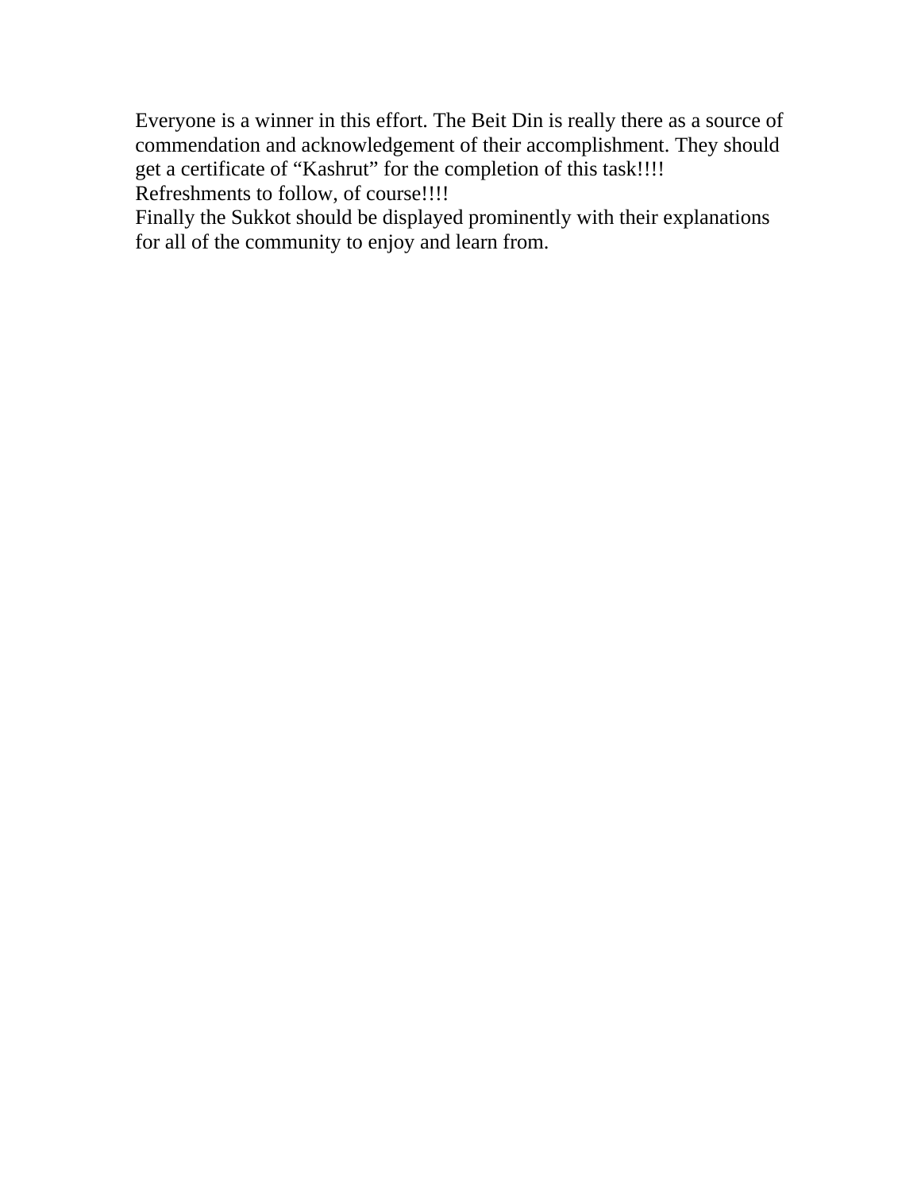Everyone is a winner in this effort. The Beit Din is really there as a source of commendation and acknowledgement of their accomplishment. They should get a certificate of “Kashrut” for the completion of this task!!!!
Refreshments to follow, of course!!!!
Finally the Sukkot should be displayed prominently with their explanations for all of the community to enjoy and learn from.